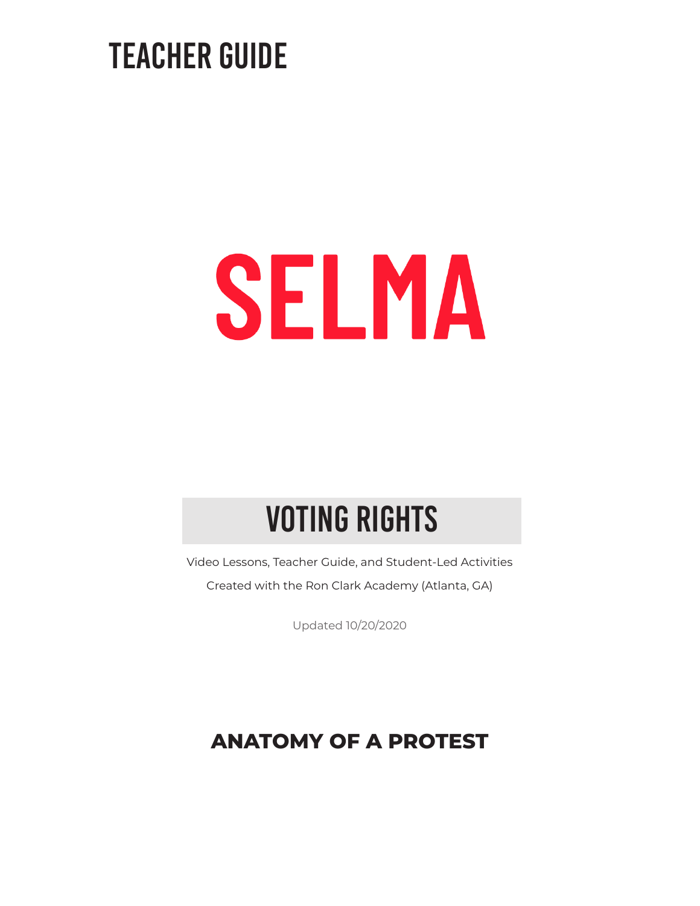# TEACHER GUIDE

# SELMA

## VOTING RIGHTS

Video Lessons, Teacher Guide, and Student-Led Activities

Created with the Ron Clark Academy (Atlanta, GA)

Updated 10/20/2020

## ANATOMY OF A PROTEST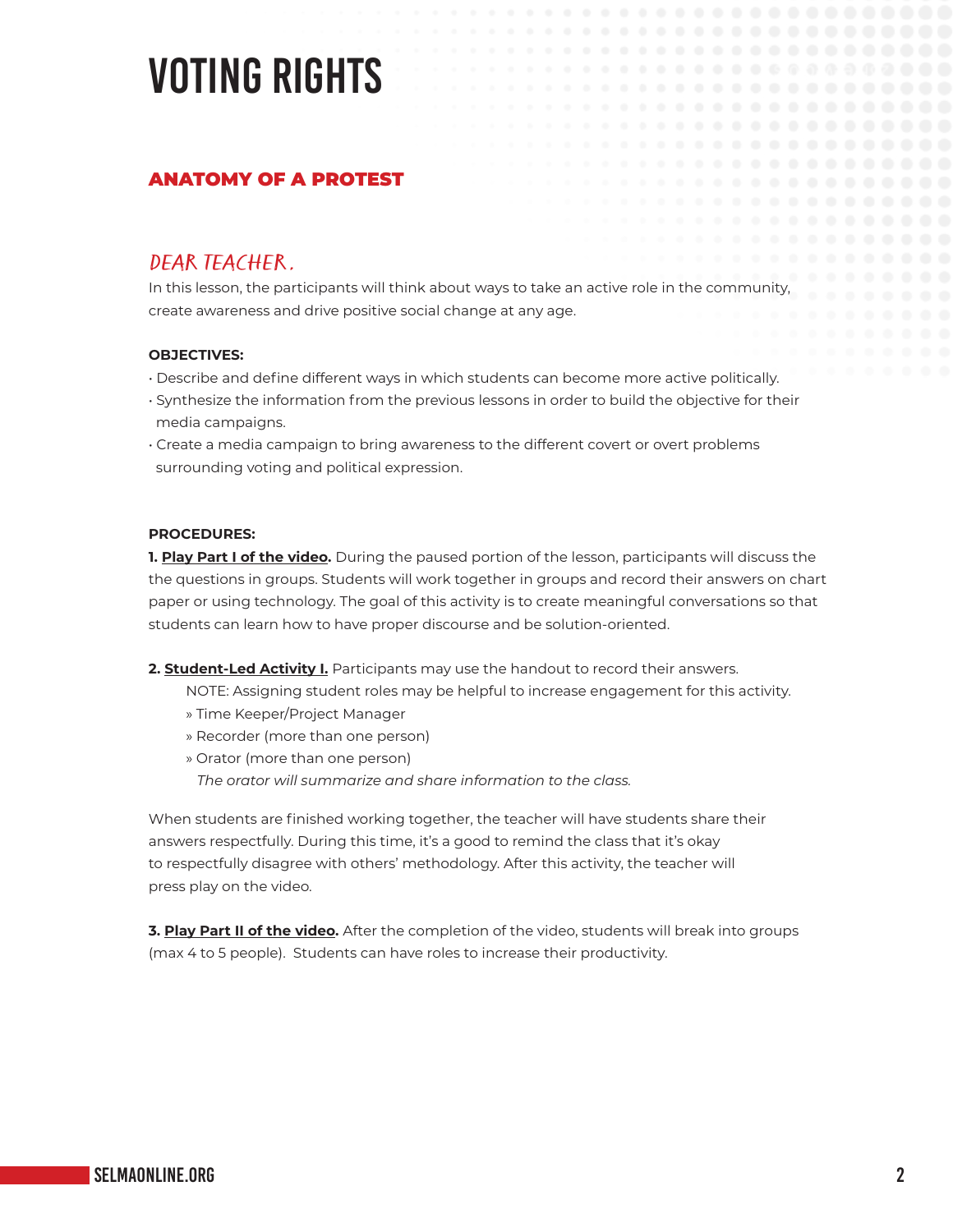# VOTING RIGHTS

## ANATOMY OF A PROTEST

### DEAR TEACHER,

In this lesson, the participants will think about ways to take an active role in the community, create awareness and drive positive social change at any age.

**OBJECTIVES:**

- Describe and define different ways in which students can become more active politically.
- Synthesize the information from the previous lessons in order to build the objective for their media campaigns.
- Create a media campaign to bring awareness to the different covert or overt problems surrounding voting and political expression.

**PROCEDURES:**

**1. Play Part I of the video.** During the paused portion of the lesson, participants will discuss the the questions in groups. Students will work together in groups and record their answers on chart paper or using technology. The goal of this activity is to create meaningful conversations so that students can learn how to have proper discourse and be solution-oriented.

**2. Student-Led Activity I.** Participants may use the handout to record their answers.

NOTE: Assigning student roles may be helpful to increase engagement for this activity.

» Time Keeper/Project Manager

» Recorder (more than one person)

» Orator (more than one person)

*The orator will summarize and share information to the class.*

When students are finished working together, the teacher will have students share their answers respectfully. During this time, it's a good to remind the class that it's okay to respectfully disagree with others' methodology. After this activity, the teacher will press play on the video.

**3. Play Part II of the video.** After the completion of the video, students will break into groups (max 4 to 5 people). Students can have roles to increase their productivity.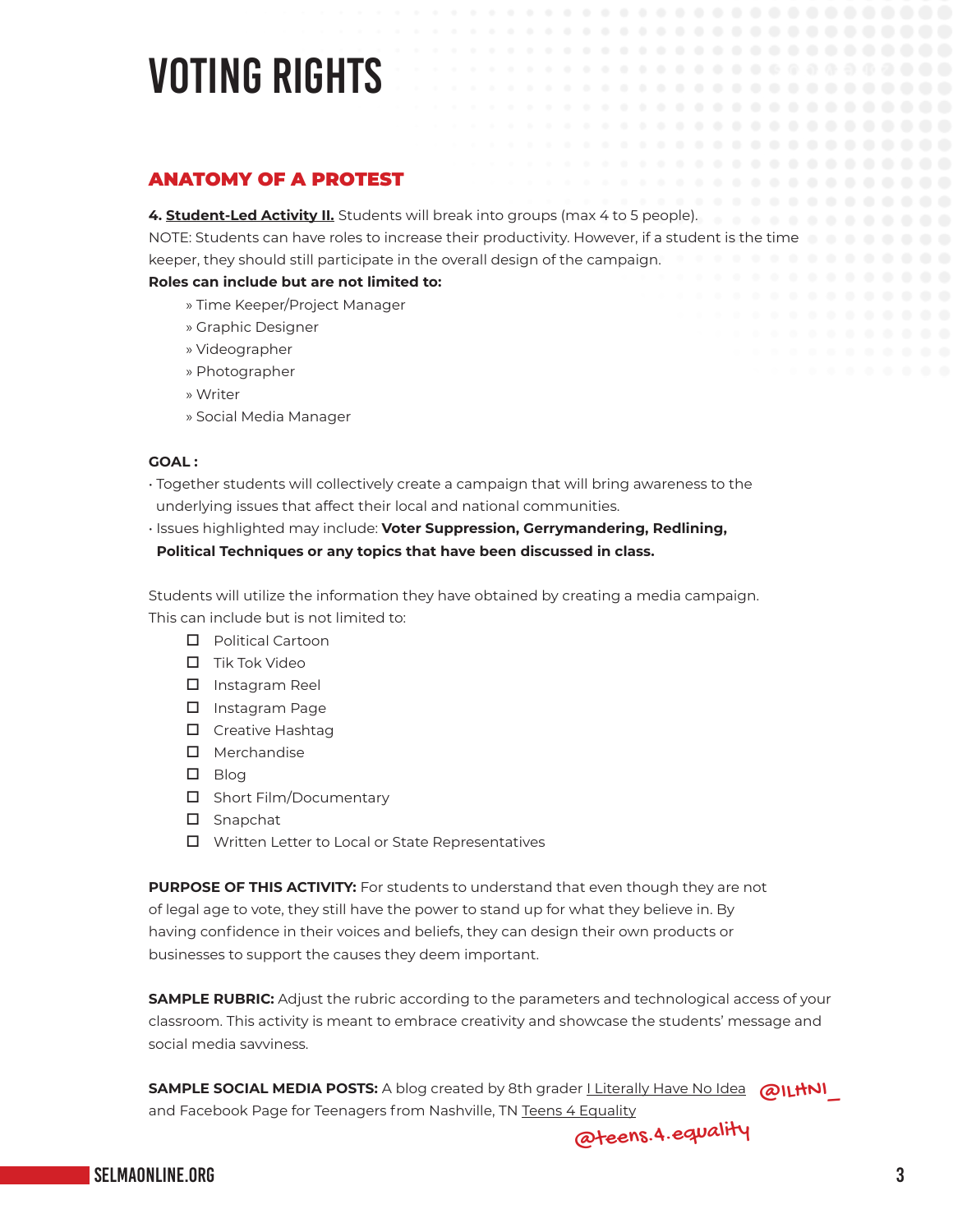# VOTING RIGHTS

## ANATOMY OF A PROTEST

**4. Student-Led Activity II.** Students will break into groups (max 4 to 5 people).
NOTE: Students can have roles to increase their productivity. However, if a student is the time keeper, they should still participate in the overall design of the campaign.

**Roles can include but are not limited to:**

- » Time Keeper/Project Manager
- » Graphic Designer
- » Videographer
- » Photographer
- » Writer
- » Social Media Manager

**GOAL :**

- Together students will collectively create a campaign that will bring awareness to the underlying issues that affect their local and national communities.
- Issues highlighted may include: **Voter Suppression, Gerrymandering, Redlining, Political Techniques or any topics that have been discussed in class.**

Students will utilize the information they have obtained by creating a media campaign. This can include but is not limited to:

- [ ] Political Cartoon
- [ ] Tik Tok Video
- [ ] Instagram Reel
- [ ] Instagram Page
- [ ] Creative Hashtag
- [ ] Merchandise
- [ ] Blog
- [ ] Short Film/Documentary
- [ ] Snapchat
- [ ] Written Letter to Local or State Representatives

**PURPOSE OF THIS ACTIVITY:** For students to understand that even though they are not of legal age to vote, they still have the power to stand up for what they believe in. By having confidence in their voices and beliefs, they can design their own products or businesses to support the causes they deem important.

**SAMPLE RUBRIC:** Adjust the rubric according to the parameters and technological access of your classroom. This activity is meant to embrace creativity and showcase the students' message and social media savviness.

**SAMPLE SOCIAL MEDIA POSTS:** A blog created by 8th grader I Literally Have No Idea @ILHNI_ and Facebook Page for Teenagers from Nashville, TN Teens 4 Equality @teens.4.equality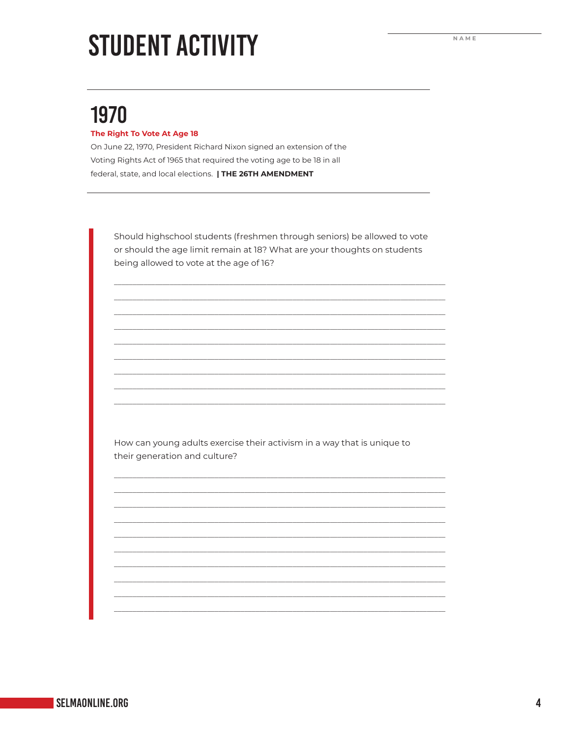# STUDENT ACTIVITY

NAME

## 1970

**The Right To Vote At Age 18**

On June 22, 1970, President Richard Nixon signed an extension of the Voting Rights Act of 1965 that required the voting age to be 18 in all federal, state, and local elections. **| THE 26TH AMENDMENT**

Should highschool students (freshmen through seniors) be allowed to vote or should the age limit remain at 18? What are your thoughts on students being allowed to vote at the age of 16?

_______________________________________________________________________________

_______________________________________________________________________________

_______________________________________________________________________________

_______________________________________________________________________________

_______________________________________________________________________________

_______________________________________________________________________________

_______________________________________________________________________________

_______________________________________________________________________________

_______________________________________________________________________________

How can young adults exercise their activism in a way that is unique to their generation and culture?

_______________________________________________________________________________

_______________________________________________________________________________

_______________________________________________________________________________

_______________________________________________________________________________

_______________________________________________________________________________

_______________________________________________________________________________

_______________________________________________________________________________

_______________________________________________________________________________

_______________________________________________________________________________

_______________________________________________________________________________

SELMAONLINE.ORG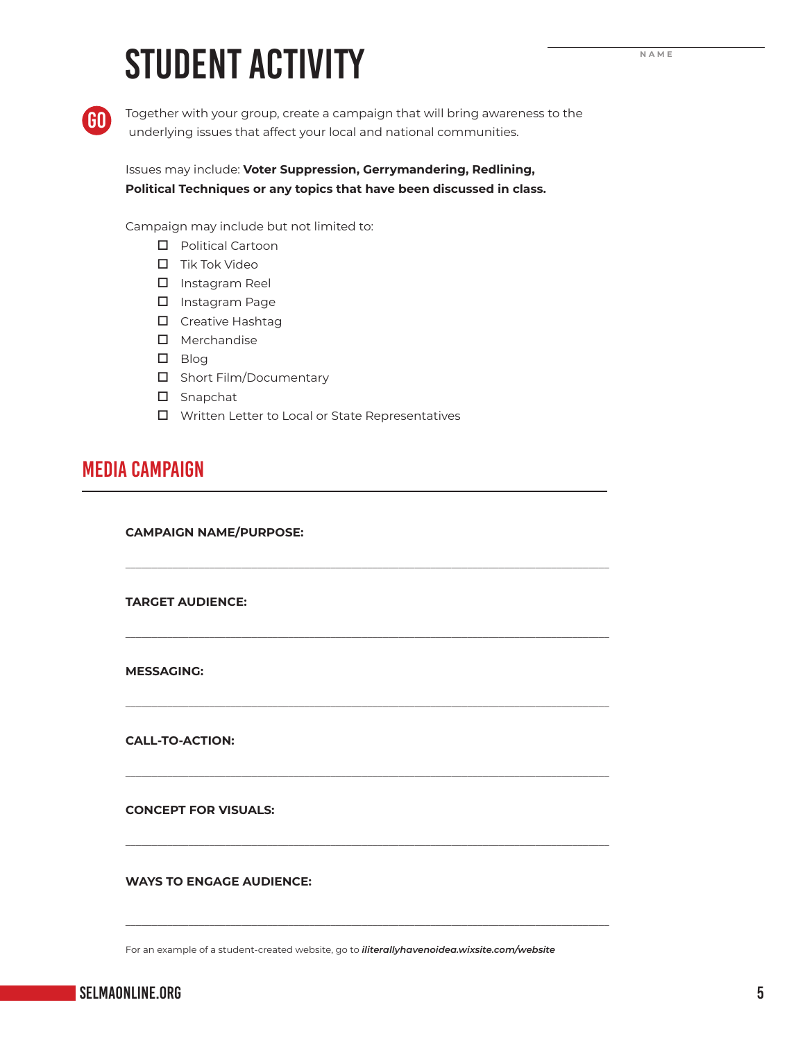# STUDENT ACTIVITY

NAME ______________________

**GO** Together with your group, create a campaign that will bring awareness to the underlying issues that affect your local and national communities.

Issues may include: **Voter Suppression, Gerrymandering, Redlining, Political Techniques or any topics that have been discussed in class.**

Campaign may include but not limited to:

- ☐ Political Cartoon
- ☐ Tik Tok Video
- ☐ Instagram Reel
- ☐ Instagram Page
- ☐ Creative Hashtag
- ☐ Merchandise
- ☐ Blog
- ☐ Short Film/Documentary
- ☐ Snapchat
- ☐ Written Letter to Local or State Representatives

## MEDIA CAMPAIGN

**CAMPAIGN NAME/PURPOSE:**

______________________________________________________________________

**TARGET AUDIENCE:**

______________________________________________________________________

**MESSAGING:**

______________________________________________________________________

**CALL-TO-ACTION:**

______________________________________________________________________

**CONCEPT FOR VISUALS:**

______________________________________________________________________

**WAYS TO ENGAGE AUDIENCE:**

______________________________________________________________________

For an example of a student-created website, go to ***iliterallyhavenoidea.wixsite.com/website***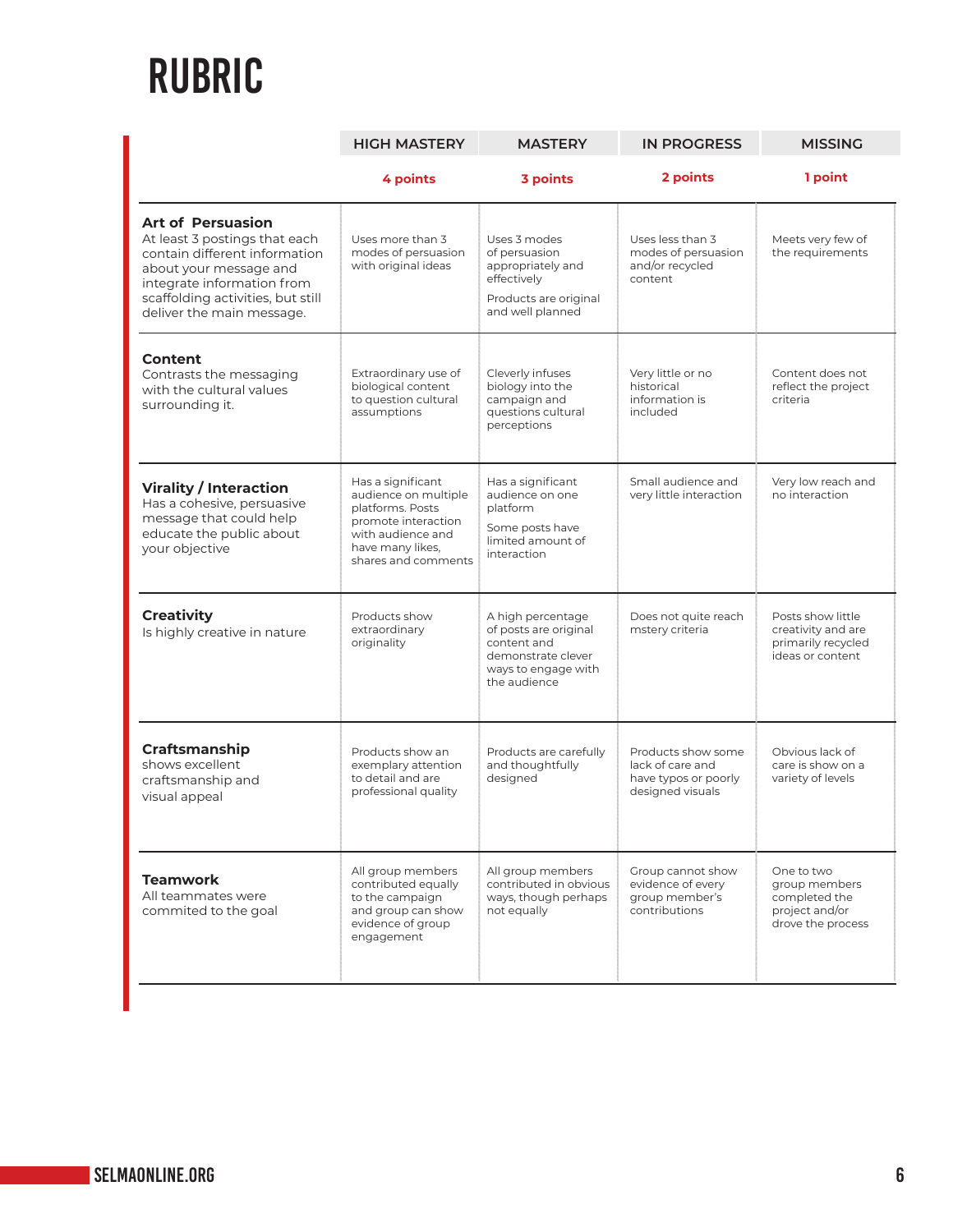# RUBRIC

| | HIGH MASTERY | MASTERY | IN PROGRESS | MISSING |
|---|---|---|---|---|
| | 4 points | 3 points | 2 points | 1 point |
| **Art of Persuasion** At least 3 postings that each contain different information about your message and integrate information from scaffolding activities, but still deliver the main message. | Uses more than 3 modes of persuasion with original ideas | Uses 3 modes of persuasion appropriately and effectively<br><br>Products are original and well planned | Uses less than 3 modes of persuasion and/or recycled content | Meets very few of the requirements |
| **Content** Contrasts the messaging with the cultural values surrounding it. | Extraordinary use of biological content to question cultural assumptions | Cleverly infuses biology into the campaign and questions cultural perceptions | Very little or no historical information is included | Content does not reflect the project criteria |
| **Virality / Interaction** Has a cohesive, persuasive message that could help educate the public about your objective | Has a significant audience on multiple platforms. Posts promote interaction with audience and have many likes, shares and comments | Has a significant audience on one platform<br><br>Some posts have limited amount of interaction | Small audience and very little interaction | Very low reach and no interaction |
| **Creativity** Is highly creative in nature | Products show extraordinary originality | A high percentage of posts are original content and demonstrate clever ways to engage with the audience | Does not quite reach mstery criteria | Posts show little creativity and are primarily recycled ideas or content |
| **Craftsmanship** shows excellent craftsmanship and visual appeal | Products show an exemplary attention to detail and are professional quality | Products are carefully and thoughtfully designed | Products show some lack of care and have typos or poorly designed visuals | Obvious lack of care is show on a variety of levels |
| **Teamwork** All teammates were commited to the goal | All group members contributed equally to the campaign and group can show evidence of group engagement | All group members contributed in obvious ways, though perhaps not equally | Group cannot show evidence of every group member's contributions | One to two group members completed the project and/or drove the process |

SELMAONLINE.ORG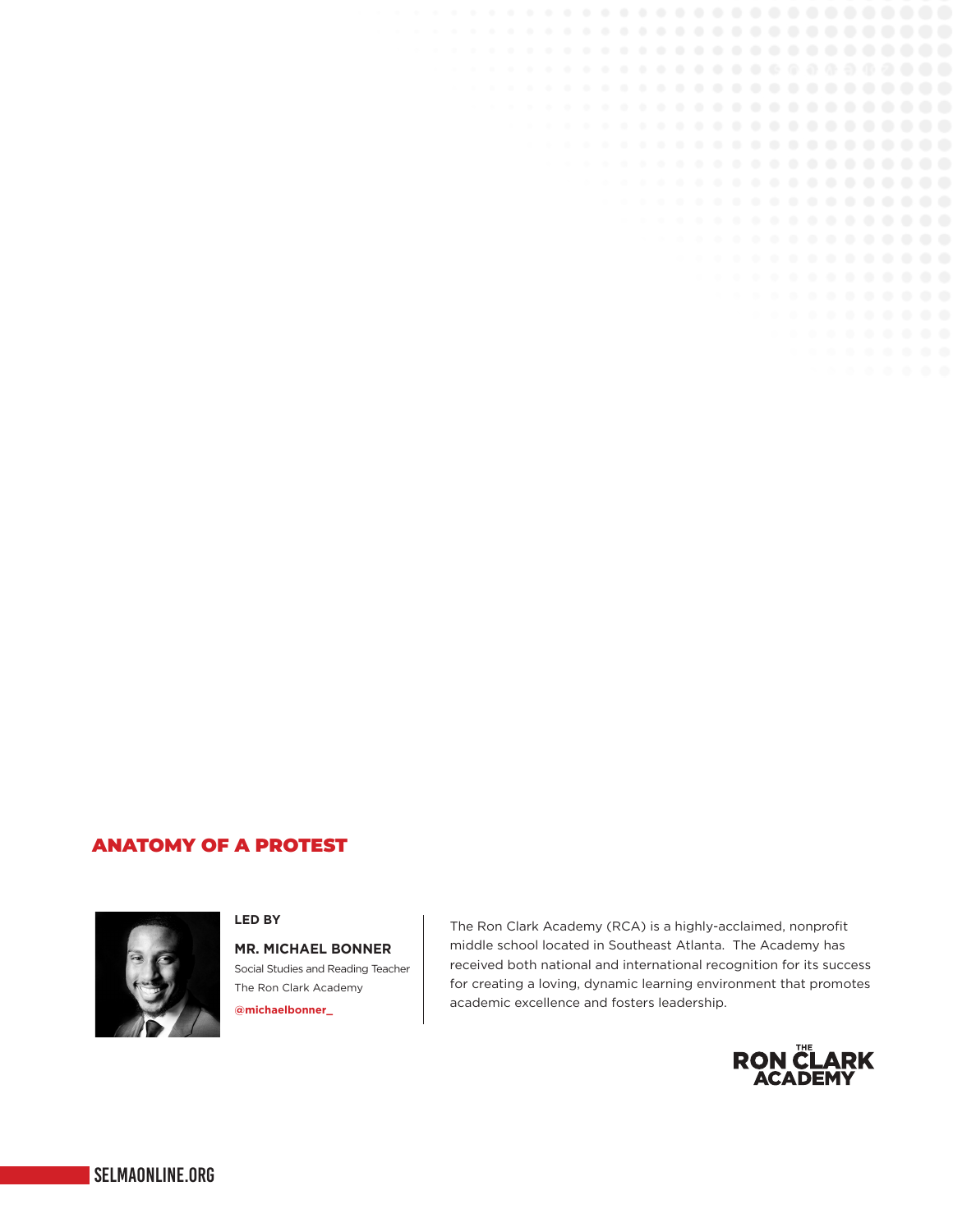## ANATOMY OF A PROTEST

**LED BY**

**MR. MICHAEL BONNER**

Social Studies and Reading Teacher

The Ron Clark Academy

@michaelbonner_

The Ron Clark Academy (RCA) is a highly-acclaimed, nonprofit middle school located in Southeast Atlanta. The Academy has received both national and international recognition for its success for creating a loving, dynamic learning environment that promotes academic excellence and fosters leadership.

THE RON CLARK ACADEMY

SELMAONLINE.ORG